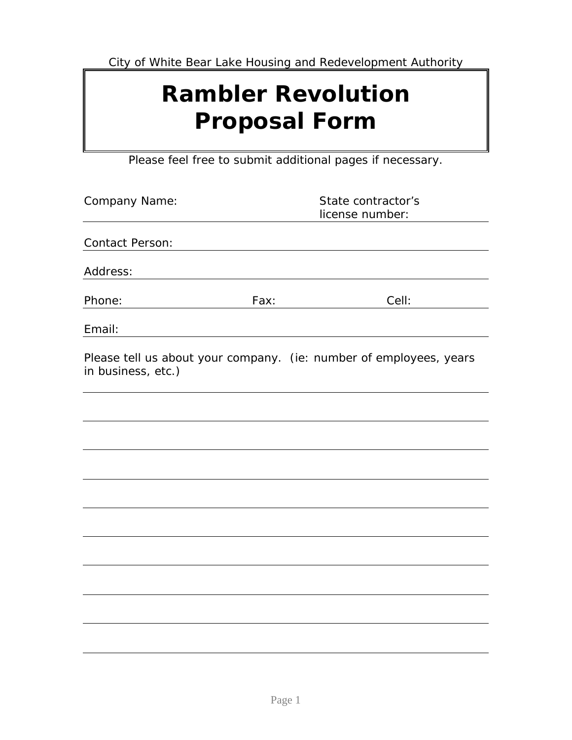City of White Bear Lake Housing and Redevelopment Authority

# Rambler Revolution Proposal Form

Please feel free to submit additional pages if necessary.

Company Name: State contractor's license number:

Contact Person:

Address:

Phone: Fax: Cell:

Email:

Please tell us about your company. (ie: number of employees, years in business, etc.)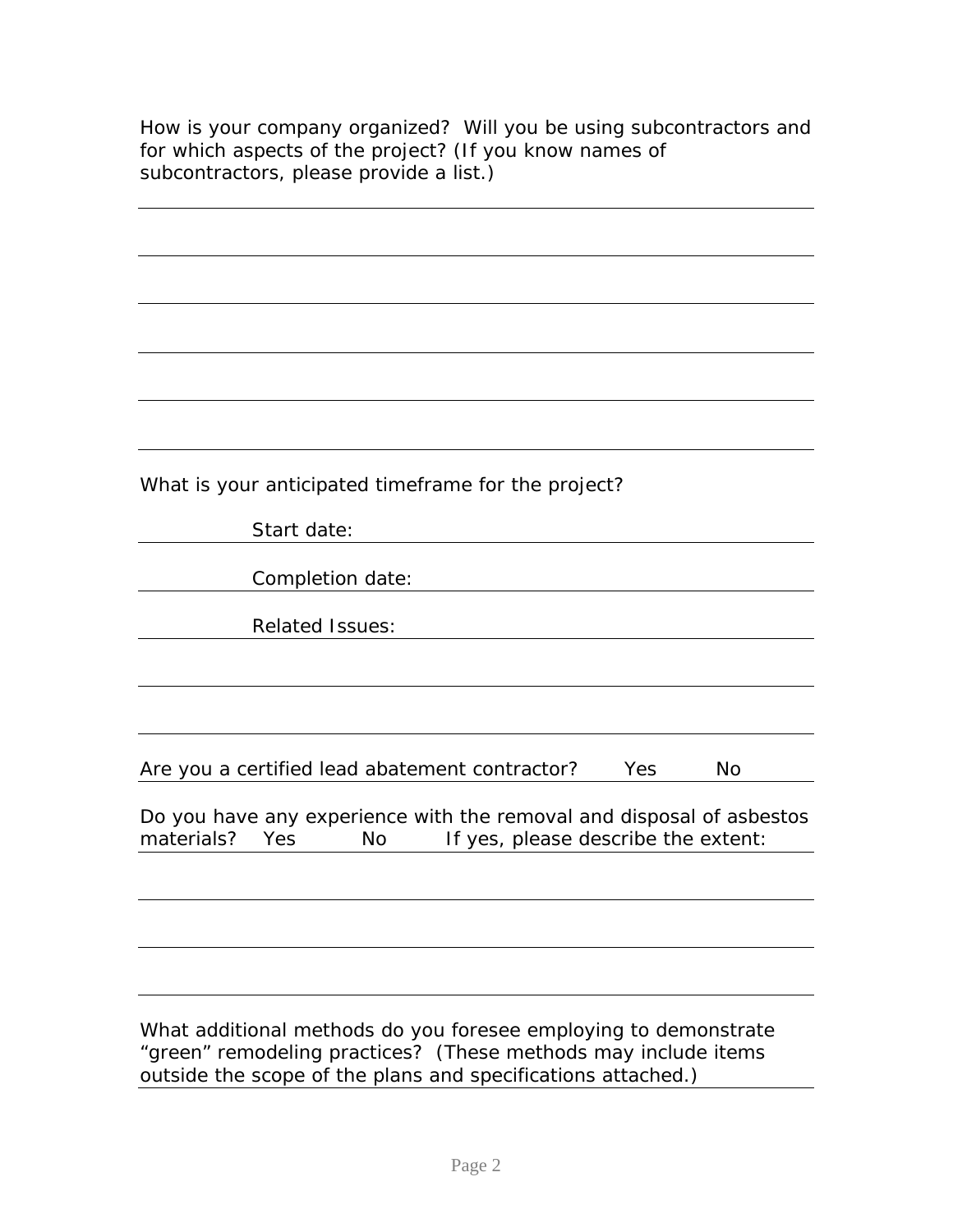How is your company organized? Will you be using subcontractors and for which aspects of the project? (If you know names of subcontractors, please provide a list.)

What is your anticipated timeframe for the project?

Start date:

Completion date:

Related Issues:

Are you a certified lead abatement contractor? Yes No

Do you have any experience with the removal and disposal of asbestos materials? Yes No If yes, please describe the extent:

What additional methods do you foresee employing to demonstrate "green" remodeling practices? (These methods may include items outside the scope of the plans and specifications attached.)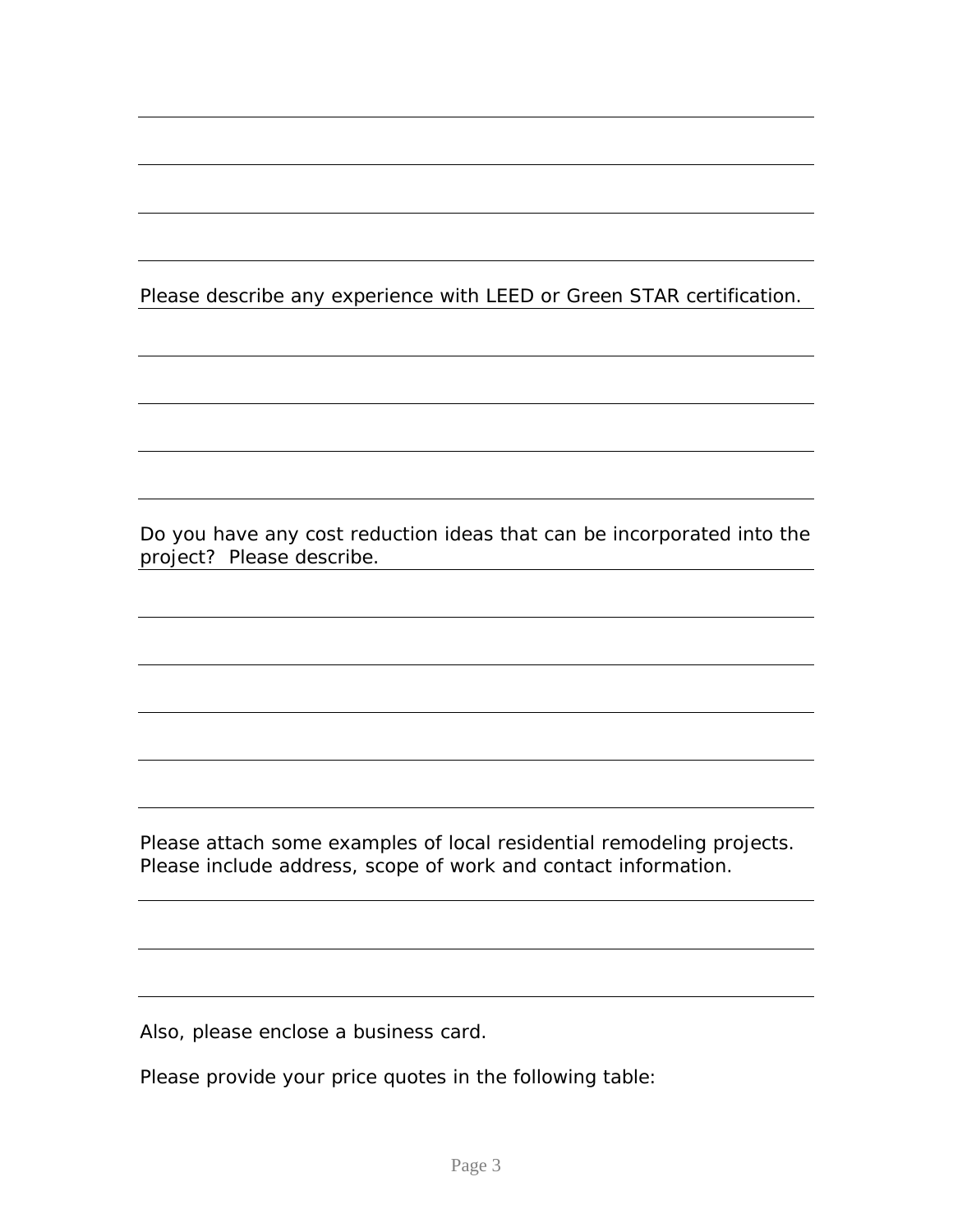Please describe any experience with LEED or Green STAR certification.

Do you have any cost reduction ideas that can be incorporated into the project?  Please describe.

Please attach some examples of local residential remodeling projects.
Please include address, scope of work and contact information.

Also, please enclose a business card.

Please provide your price quotes in the following table: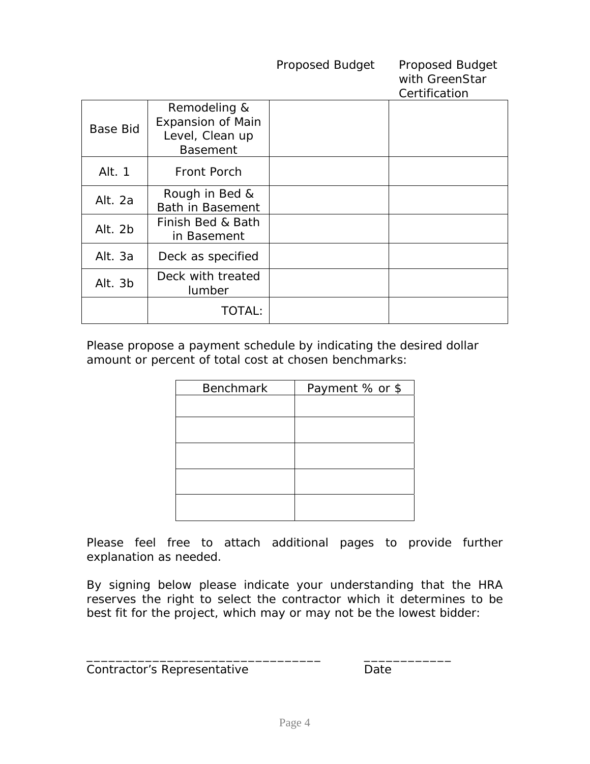| | | Proposed Budget | Proposed Budget with GreenStar Certification |
|---|---|---|---|
| Base Bid | Remodeling & Expansion of Main Level, Clean up Basement | | |
| Alt. 1 | Front Porch | | |
| Alt. 2a | Rough in Bed & Bath in Basement | | |
| Alt. 2b | Finish Bed & Bath in Basement | | |
| Alt. 3a | Deck as specified | | |
| Alt. 3b | Deck with treated lumber | | |
| | TOTAL: | | |

Please propose a payment schedule by indicating the desired dollar amount or percent of total cost at chosen benchmarks:

| Benchmark | Payment % or $ |
|---|---|
| | |
| | |
| | |
| | |
| | |

Please feel free to attach additional pages to provide further explanation as needed.

By signing below please indicate your understanding that the HRA reserves the right to select the contractor which it determines to be best fit for the project, which may or may not be the lowest bidder:

_________________________________ ____________
Contractor's Representative Date